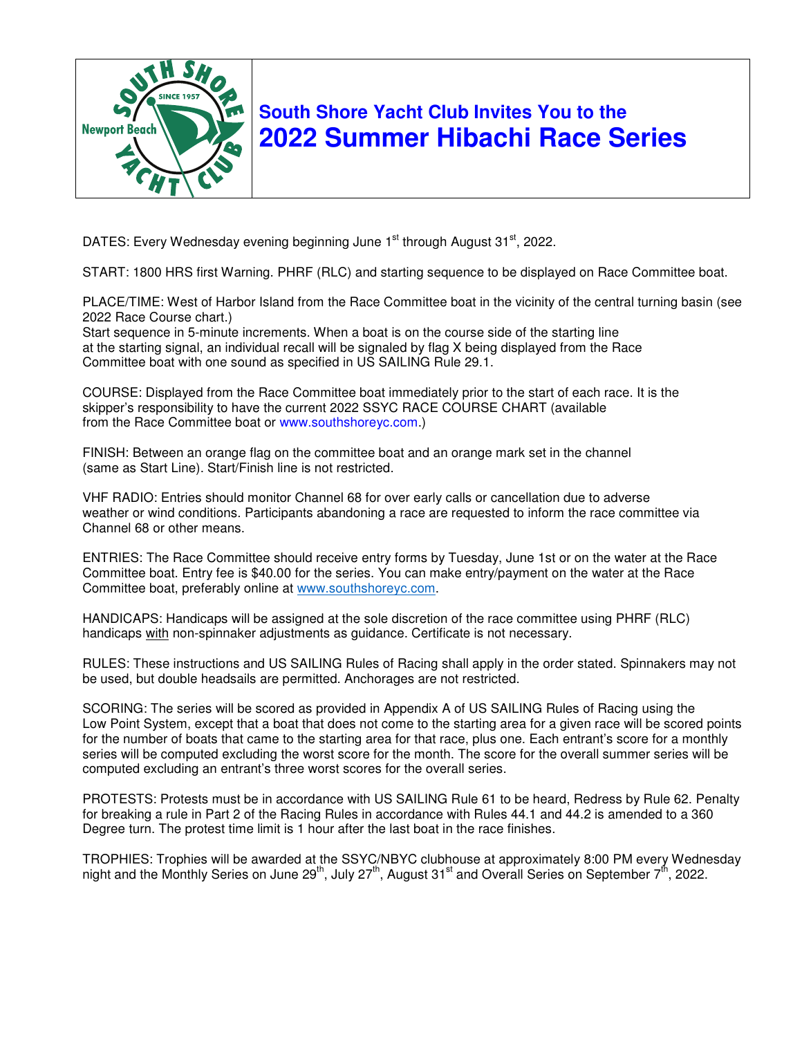# South Shore Yacht Club Invites You to the

# 2022 Summer Hibachi Race Series

DATES: Every Wednesday evening beginning June 1st through August 31st, 2022.

START: 1800 HRS first Warning. PHRF (RLC) and starting sequence to be displayed on Race Committee boat.

PLACE/TIME: West of Harbor Island from the Race Committee boat in the vicinity of the central turning basin (see 2022 Race Course chart.)
Start sequence in 5-minute increments. When a boat is on the course side of the starting line at the starting signal, an individual recall will be signaled by flag X being displayed from the Race Committee boat with one sound as specified in US SAILING Rule 29.1.

COURSE: Displayed from the Race Committee boat immediately prior to the start of each race. It is the skipper's responsibility to have the current 2022 SSYC RACE COURSE CHART (available from the Race Committee boat or www.southshoreyc.com.)

FINISH: Between an orange flag on the committee boat and an orange mark set in the channel (same as Start Line). Start/Finish line is not restricted.

VHF RADIO: Entries should monitor Channel 68 for over early calls or cancellation due to adverse weather or wind conditions. Participants abandoning a race are requested to inform the race committee via Channel 68 or other means.

ENTRIES: The Race Committee should receive entry forms by Tuesday, June 1st or on the water at the Race Committee boat. Entry fee is $40.00 for the series. You can make entry/payment on the water at the Race Committee boat, preferably online at www.southshoreyc.com.

HANDICAPS: Handicaps will be assigned at the sole discretion of the race committee using PHRF (RLC) handicaps with non-spinnaker adjustments as guidance. Certificate is not necessary.

RULES: These instructions and US SAILING Rules of Racing shall apply in the order stated. Spinnakers may not be used, but double headsails are permitted. Anchorages are not restricted.

SCORING: The series will be scored as provided in Appendix A of US SAILING Rules of Racing using the Low Point System, except that a boat that does not come to the starting area for a given race will be scored points for the number of boats that came to the starting area for that race, plus one. Each entrant's score for a monthly series will be computed excluding the worst score for the month. The score for the overall summer series will be computed excluding an entrant's three worst scores for the overall series.

PROTESTS: Protests must be in accordance with US SAILING Rule 61 to be heard, Redress by Rule 62. Penalty for breaking a rule in Part 2 of the Racing Rules in accordance with Rules 44.1 and 44.2 is amended to a 360 Degree turn. The protest time limit is 1 hour after the last boat in the race finishes.

TROPHIES: Trophies will be awarded at the SSYC/NBYC clubhouse at approximately 8:00 PM every Wednesday night and the Monthly Series on June 29th, July 27th, August 31st and Overall Series on September 7th, 2022.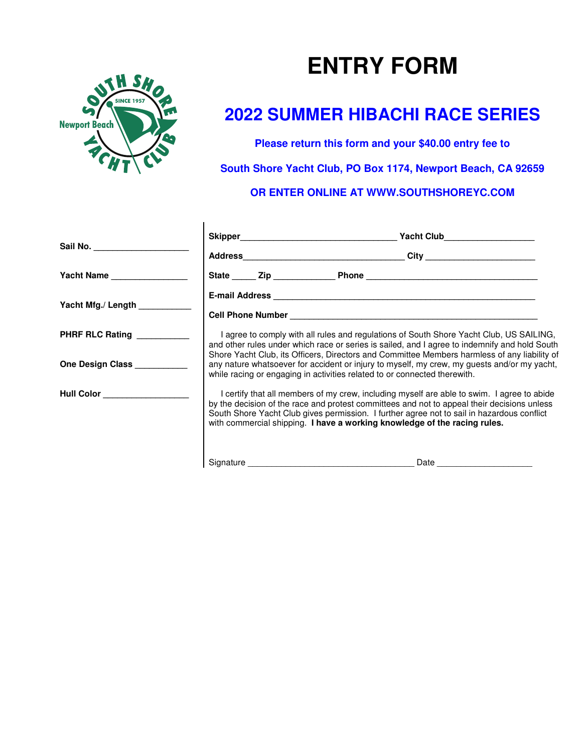# ENTRY FORM

## 2022 SUMMER HIBACHI RACE SERIES

**Please return this form and your $40.00 entry fee to**

**South Shore Yacht Club, PO Box 1174, Newport Beach, CA 92659**

**OR ENTER ONLINE AT WWW.SOUTHSHOREYC.COM**

**Sail No.** ____________________

**Yacht Name** ________________

**Yacht Mfg./ Length** ___________

**PHRF RLC Rating** ___________

**One Design Class** ___________

**Hull Color** __________________

**Skipper**________________________________ **Yacht Club**___________________

**Address**_________________________________ **City** _______________________

**State** _____ **Zip** _____________ **Phone** ____________________________________

**E-mail Address** ______________________________________________________

**Cell Phone Number** ____________________________________________________

I agree to comply with all rules and regulations of South Shore Yacht Club, US SAILING, and other rules under which race or series is sailed, and I agree to indemnify and hold South Shore Yacht Club, its Officers, Directors and Committee Members harmless of any liability of any nature whatsoever for accident or injury to myself, my crew, my guests and/or my yacht, while racing or engaging in activities related to or connected therewith.

I certify that all members of my crew, including myself are able to swim. I agree to abide by the decision of the race and protest committees and not to appeal their decisions unless South Shore Yacht Club gives permission. I further agree not to sail in hazardous conflict with commercial shipping. **I have a working knowledge of the racing rules.**

Signature __________________________________ Date ____________________